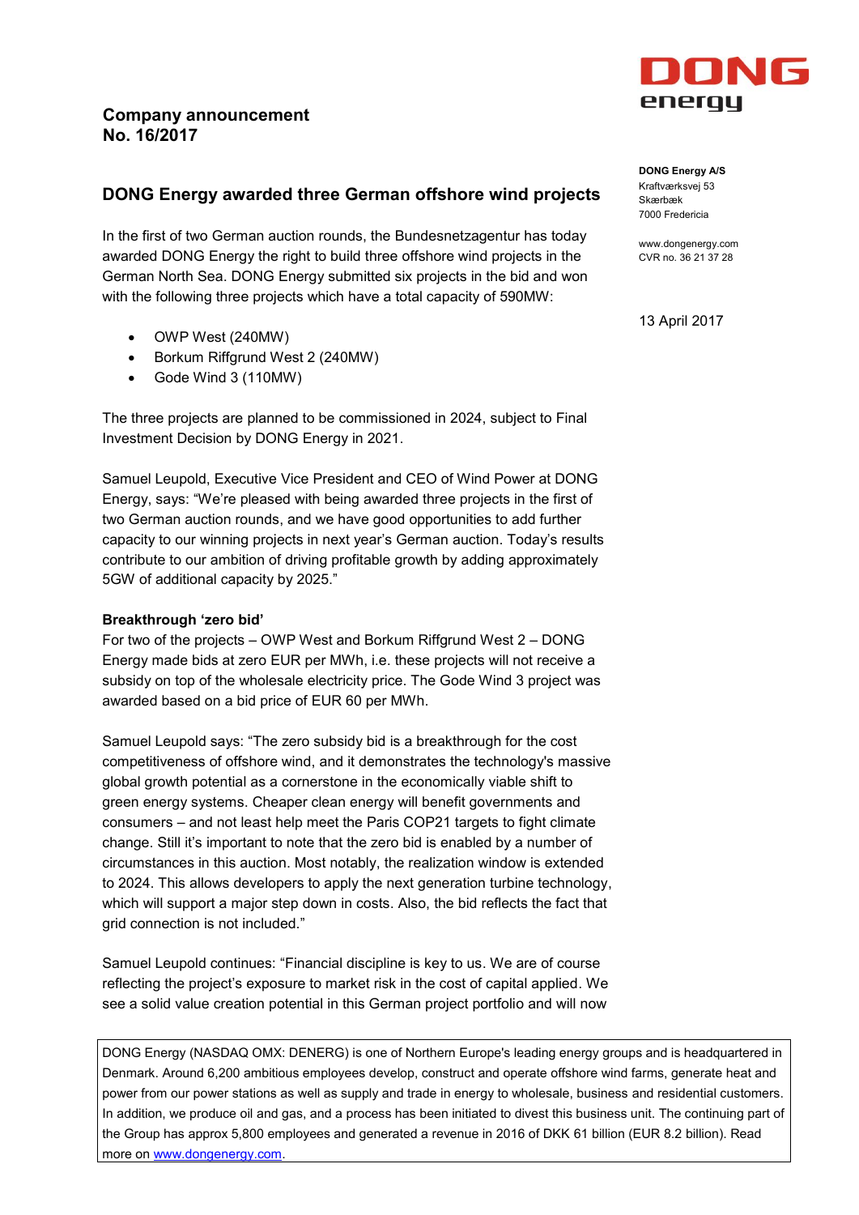# Company announcement
No. 16/2017

**DONG Energy A/S**
Kraftværksvej 53
Skærbæk
7000 Fredericia

www.dongenergy.com
CVR no. 36 21 37 28

13 April 2017

## DONG Energy awarded three German offshore wind projects

In the first of two German auction rounds, the Bundesnetzagentur has today awarded DONG Energy the right to build three offshore wind projects in the German North Sea. DONG Energy submitted six projects in the bid and won with the following three projects which have a total capacity of 590MW:

- OWP West (240MW)
- Borkum Riffgrund West 2 (240MW)
- Gode Wind 3 (110MW)

The three projects are planned to be commissioned in 2024, subject to Final Investment Decision by DONG Energy in 2021.

Samuel Leupold, Executive Vice President and CEO of Wind Power at DONG Energy, says: "We're pleased with being awarded three projects in the first of two German auction rounds, and we have good opportunities to add further capacity to our winning projects in next year's German auction. Today's results contribute to our ambition of driving profitable growth by adding approximately 5GW of additional capacity by 2025."

**Breakthrough 'zero bid'**

For two of the projects – OWP West and Borkum Riffgrund West 2 – DONG Energy made bids at zero EUR per MWh, i.e. these projects will not receive a subsidy on top of the wholesale electricity price. The Gode Wind 3 project was awarded based on a bid price of EUR 60 per MWh.

Samuel Leupold says: "The zero subsidy bid is a breakthrough for the cost competitiveness of offshore wind, and it demonstrates the technology's massive global growth potential as a cornerstone in the economically viable shift to green energy systems. Cheaper clean energy will benefit governments and consumers – and not least help meet the Paris COP21 targets to fight climate change. Still it's important to note that the zero bid is enabled by a number of circumstances in this auction. Most notably, the realization window is extended to 2024. This allows developers to apply the next generation turbine technology, which will support a major step down in costs. Also, the bid reflects the fact that grid connection is not included."

Samuel Leupold continues: "Financial discipline is key to us. We are of course reflecting the project's exposure to market risk in the cost of capital applied. We see a solid value creation potential in this German project portfolio and will now

DONG Energy (NASDAQ OMX: DENERG) is one of Northern Europe's leading energy groups and is headquartered in Denmark. Around 6,200 ambitious employees develop, construct and operate offshore wind farms, generate heat and power from our power stations as well as supply and trade in energy to wholesale, business and residential customers. In addition, we produce oil and gas, and a process has been initiated to divest this business unit. The continuing part of the Group has approx 5,800 employees and generated a revenue in 2016 of DKK 61 billion (EUR 8.2 billion). Read more on www.dongenergy.com.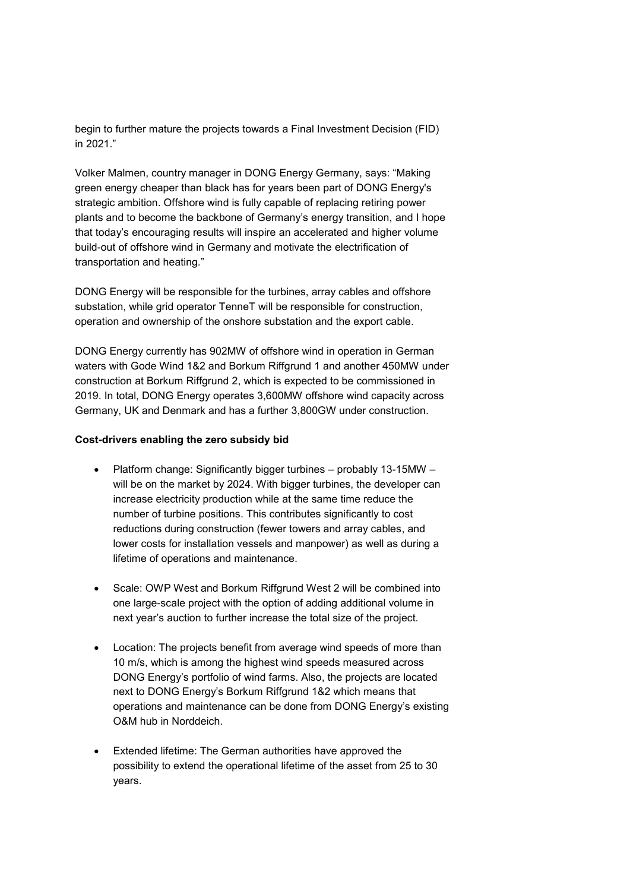begin to further mature the projects towards a Final Investment Decision (FID) in 2021."

Volker Malmen, country manager in DONG Energy Germany, says: "Making green energy cheaper than black has for years been part of DONG Energy's strategic ambition. Offshore wind is fully capable of replacing retiring power plants and to become the backbone of Germany's energy transition, and I hope that today's encouraging results will inspire an accelerated and higher volume build-out of offshore wind in Germany and motivate the electrification of transportation and heating."

DONG Energy will be responsible for the turbines, array cables and offshore substation, while grid operator TenneT will be responsible for construction, operation and ownership of the onshore substation and the export cable.

DONG Energy currently has 902MW of offshore wind in operation in German waters with Gode Wind 1&2 and Borkum Riffgrund 1 and another 450MW under construction at Borkum Riffgrund 2, which is expected to be commissioned in 2019. In total, DONG Energy operates 3,600MW offshore wind capacity across Germany, UK and Denmark and has a further 3,800GW under construction.

**Cost-drivers enabling the zero subsidy bid**

- Platform change: Significantly bigger turbines – probably 13-15MW – will be on the market by 2024. With bigger turbines, the developer can increase electricity production while at the same time reduce the number of turbine positions. This contributes significantly to cost reductions during construction (fewer towers and array cables, and lower costs for installation vessels and manpower) as well as during a lifetime of operations and maintenance.

- Scale: OWP West and Borkum Riffgrund West 2 will be combined into one large-scale project with the option of adding additional volume in next year's auction to further increase the total size of the project.

- Location: The projects benefit from average wind speeds of more than 10 m/s, which is among the highest wind speeds measured across DONG Energy's portfolio of wind farms. Also, the projects are located next to DONG Energy's Borkum Riffgrund 1&2 which means that operations and maintenance can be done from DONG Energy's existing O&M hub in Norddeich.

- Extended lifetime: The German authorities have approved the possibility to extend the operational lifetime of the asset from 25 to 30 years.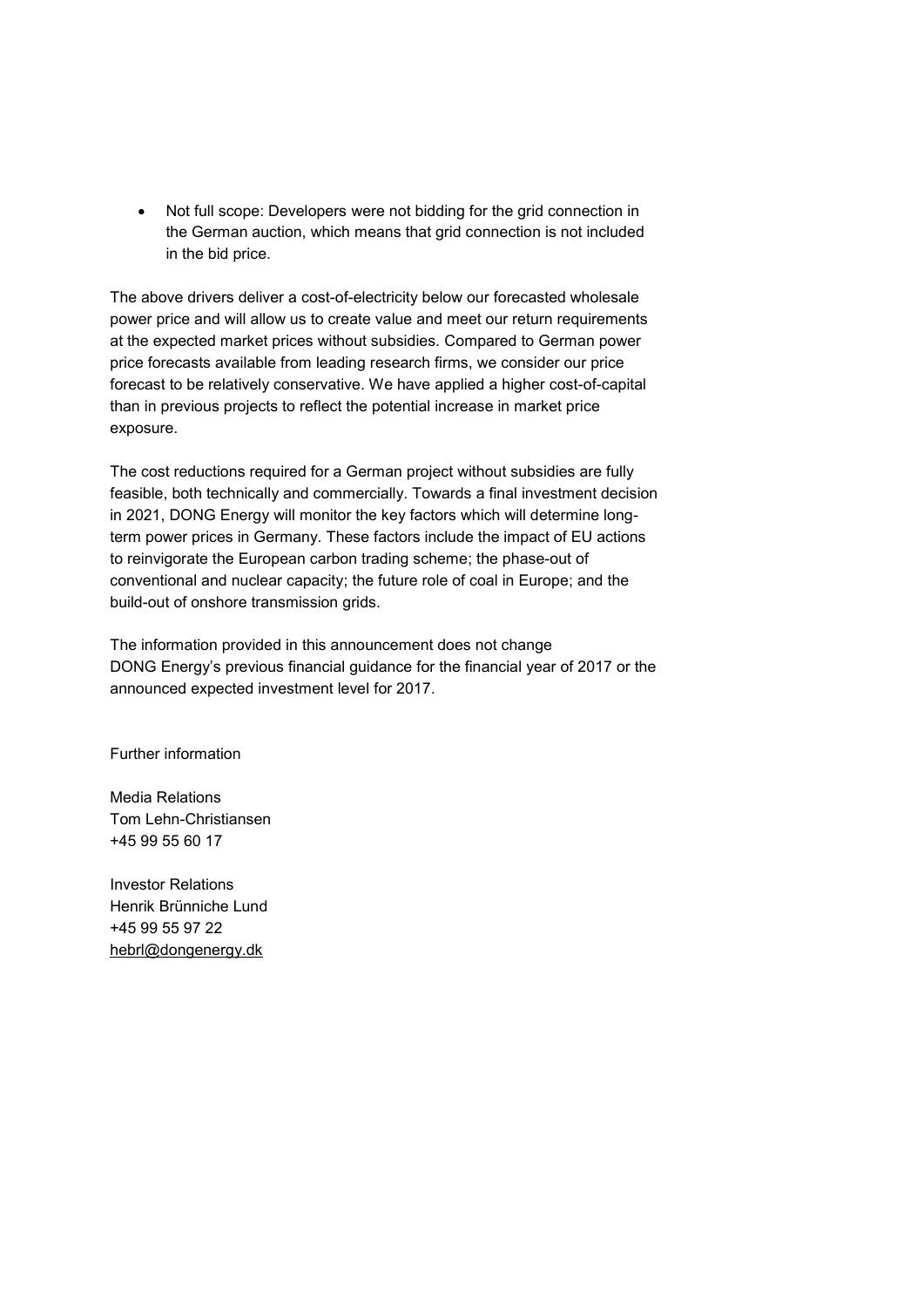- Not full scope: Developers were not bidding for the grid connection in the German auction, which means that grid connection is not included in the bid price.

The above drivers deliver a cost-of-electricity below our forecasted wholesale power price and will allow us to create value and meet our return requirements at the expected market prices without subsidies. Compared to German power price forecasts available from leading research firms, we consider our price forecast to be relatively conservative. We have applied a higher cost-of-capital than in previous projects to reflect the potential increase in market price exposure.

The cost reductions required for a German project without subsidies are fully feasible, both technically and commercially. Towards a final investment decision in 2021, DONG Energy will monitor the key factors which will determine long-term power prices in Germany. These factors include the impact of EU actions to reinvigorate the European carbon trading scheme; the phase-out of conventional and nuclear capacity; the future role of coal in Europe; and the build-out of onshore transmission grids.

The information provided in this announcement does not change DONG Energy's previous financial guidance for the financial year of 2017 or the announced expected investment level for 2017.

Further information

Media Relations
Tom Lehn-Christiansen
+45 99 55 60 17

Investor Relations
Henrik Brünniche Lund
+45 99 55 97 22
hebrl@dongenergy.dk